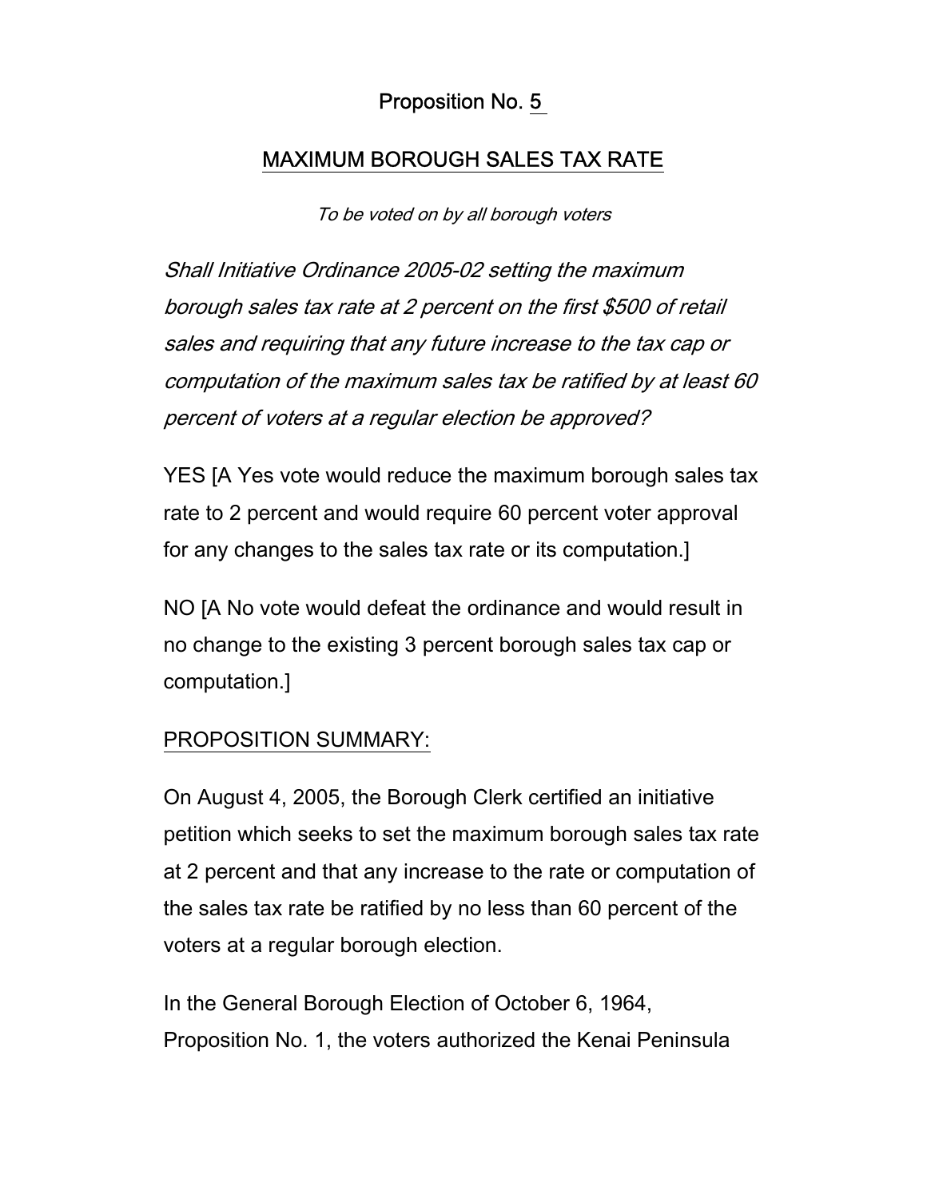## Proposition No. 5

## MAXIMUM BOROUGH SALES TAX RATE

*To be voted on by all borough voters*

*Shall Initiative Ordinance 2005-02 setting the maximum borough sales tax rate at 2 percent on the first $500 of retail sales and requiring that any future increase to the tax cap or computation of the maximum sales tax be ratified by at least 60 percent of voters at a regular election be approved?*

YES [A Yes vote would reduce the maximum borough sales tax rate to 2 percent and would require 60 percent voter approval for any changes to the sales tax rate or its computation.]

NO [A No vote would defeat the ordinance and would result in no change to the existing 3 percent borough sales tax cap or computation.]

PROPOSITION SUMMARY:

On August 4, 2005, the Borough Clerk certified an initiative petition which seeks to set the maximum borough sales tax rate at 2 percent and that any increase to the rate or computation of the sales tax rate be ratified by no less than 60 percent of the voters at a regular borough election.

In the General Borough Election of October 6, 1964, Proposition No. 1, the voters authorized the Kenai Peninsula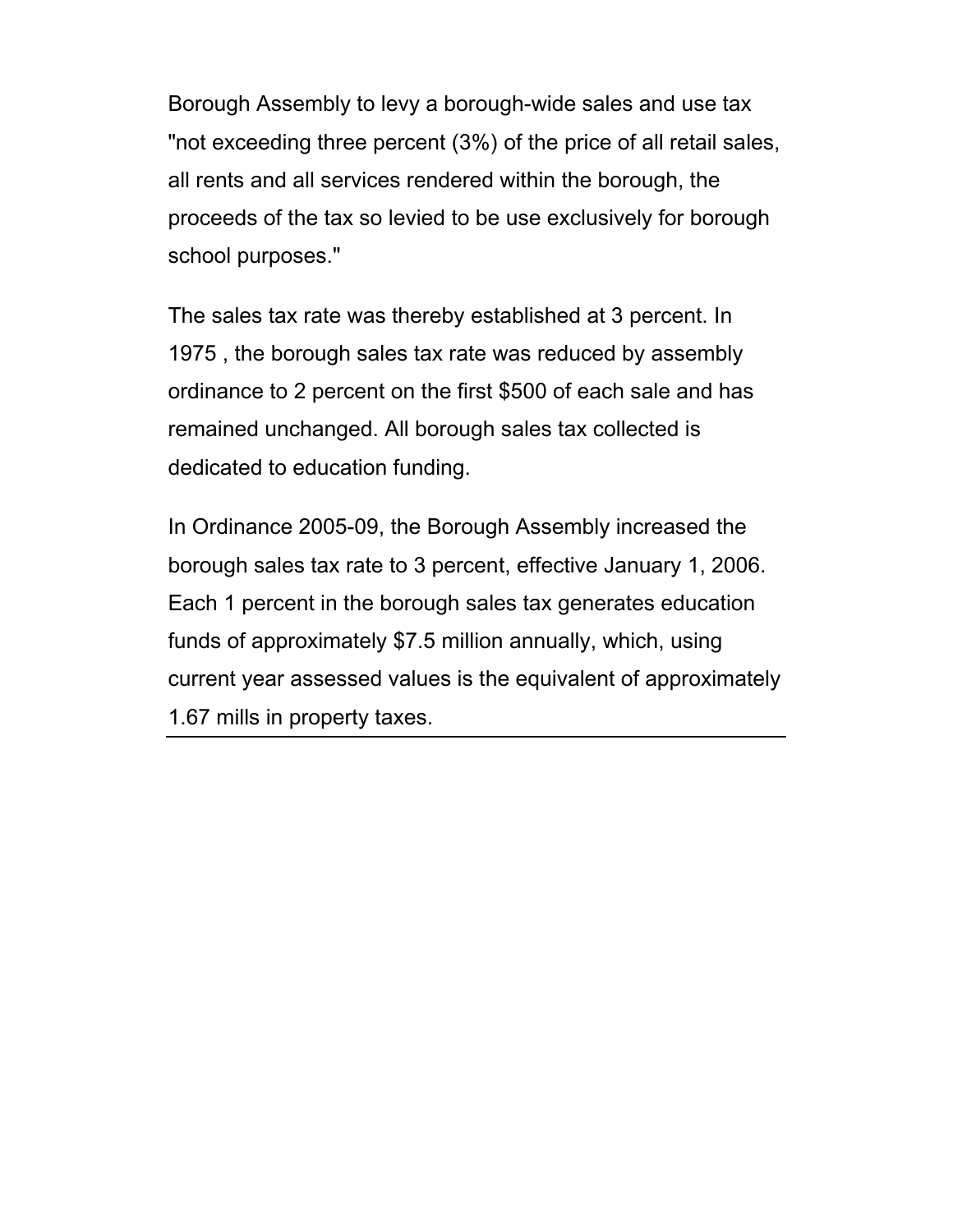Borough Assembly to levy a borough-wide sales and use tax "not exceeding three percent (3%) of the price of all retail sales, all rents and all services rendered within the borough, the proceeds of the tax so levied to be use exclusively for borough school purposes."

The sales tax rate was thereby established at 3 percent. In 1975 , the borough sales tax rate was reduced by assembly ordinance to 2 percent on the first $500 of each sale and has remained unchanged. All borough sales tax collected is dedicated to education funding.

In Ordinance 2005-09, the Borough Assembly increased the borough sales tax rate to 3 percent, effective January 1, 2006. Each 1 percent in the borough sales tax generates education funds of approximately $7.5 million annually, which, using current year assessed values is the equivalent of approximately 1.67 mills in property taxes.

---